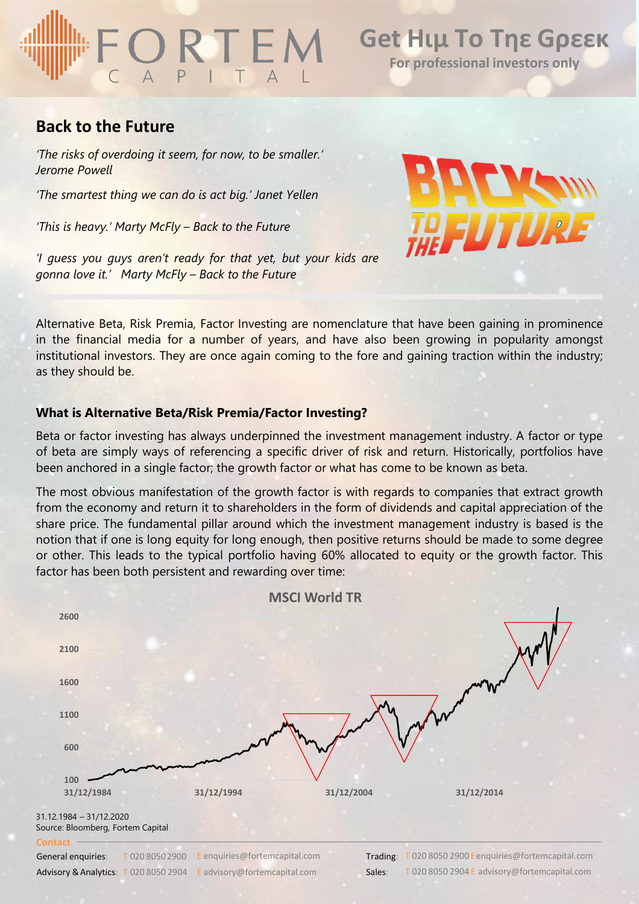## Back to the Future

*'The risks of overdoing it seem, for now, to be smaller.' Jerome Powell*

*'The smartest thing we can do is act big.' Janet Yellen*

*'This is heavy.' Marty McFly – Back to the Future*

*'I guess you guys aren't ready for that yet, but your kids are gonna love it.' Marty McFly – Back to the Future*

Alternative Beta, Risk Premia, Factor Investing are nomenclature that have been gaining in prominence in the financial media for a number of years, and have also been growing in popularity amongst institutional investors. They are once again coming to the fore and gaining traction within the industry; as they should be.

### What is Alternative Beta/Risk Premia/Factor Investing?

Beta or factor investing has always underpinned the investment management industry. A factor or type of beta are simply ways of referencing a specific driver of risk and return. Historically, portfolios have been anchored in a single factor; the growth factor or what has come to be known as beta.

The most obvious manifestation of the growth factor is with regards to companies that extract growth from the economy and return it to shareholders in the form of dividends and capital appreciation of the share price. The fundamental pillar around which the investment management industry is based is the notion that if one is long equity for long enough, then positive returns should be made to some degree or other. This leads to the typical portfolio having 60% allocated to equity or the growth factor. This factor has been both persistent and rewarding over time:

MSCI World TR

2600
2100
1600
1100
600
100

31/12/1984
31/12/1994
31/12/2004
31/12/2014

31.12.1984 – 31/12.2020
Source: Bloomberg, Fortem Capital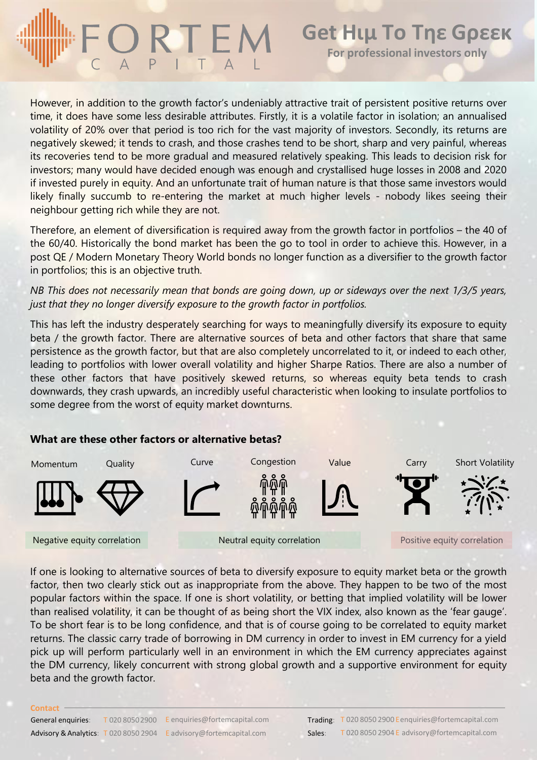However, in addition to the growth factor's undeniably attractive trait of persistent positive returns over time, it does have some less desirable attributes. Firstly, it is a volatile factor in isolation; an annualised volatility of 20% over that period is too rich for the vast majority of investors. Secondly, its returns are negatively skewed; it tends to crash, and those crashes tend to be short, sharp and very painful, whereas its recoveries tend to be more gradual and measured relatively speaking. This leads to decision risk for investors; many would have decided enough was enough and crystallised huge losses in 2008 and 2020 if invested purely in equity. And an unfortunate trait of human nature is that those same investors would likely finally succumb to re-entering the market at much higher levels - nobody likes seeing their neighbour getting rich while they are not.

Therefore, an element of diversification is required away from the growth factor in portfolios – the 40 of the 60/40. Historically the bond market has been the go to tool in order to achieve this. However, in a post QE / Modern Monetary Theory World bonds no longer function as a diversifier to the growth factor in portfolios; this is an objective truth.

*NB This does not necessarily mean that bonds are going down, up or sideways over the next 1/3/5 years, just that they no longer diversify exposure to the growth factor in portfolios.*

This has left the industry desperately searching for ways to meaningfully diversify its exposure to equity beta / the growth factor. There are alternative sources of beta and other factors that share that same persistence as the growth factor, but that are also completely uncorrelated to it, or indeed to each other, leading to portfolios with lower overall volatility and higher Sharpe Ratios. There are also a number of these other factors that have positively skewed returns, so whereas equity beta tends to crash downwards, they crash upwards, an incredibly useful characteristic when looking to insulate portfolios to some degree from the worst of equity market downturns.

**What are these other factors or alternative betas?**

| Negative equity correlation | Neutral equity correlation | Positive equity correlation |
|---|---|---|
| Momentum, Quality | Curve, Congestion, Value | Carry, Short Volatility |

If one is looking to alternative sources of beta to diversify exposure to equity market beta or the growth factor, then two clearly stick out as inappropriate from the above. They happen to be two of the most popular factors within the space. If one is short volatility, or betting that implied volatility will be lower than realised volatility, it can be thought of as being short the VIX index, also known as the 'fear gauge'. To be short fear is to be long confidence, and that is of course going to be correlated to equity market returns. The classic carry trade of borrowing in DM currency in order to invest in EM currency for a yield pick up will perform particularly well in an environment in which the EM currency appreciates against the DM currency, likely concurrent with strong global growth and a supportive environment for equity beta and the growth factor.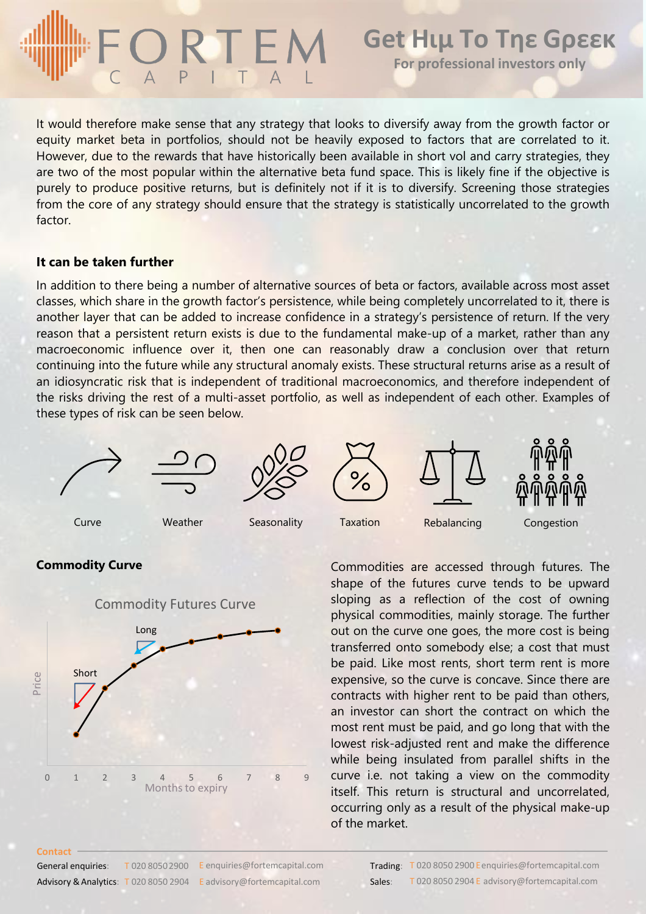It would therefore make sense that any strategy that looks to diversify away from the growth factor or equity market beta in portfolios, should not be heavily exposed to factors that are correlated to it. However, due to the rewards that have historically been available in short vol and carry strategies, they are two of the most popular within the alternative beta fund space. This is likely fine if the objective is purely to produce positive returns, but is definitely not if it is to diversify. Screening those strategies from the core of any strategy should ensure that the strategy is statistically uncorrelated to the growth factor.

**It can be taken further**

In addition to there being a number of alternative sources of beta or factors, available across most asset classes, which share in the growth factor's persistence, while being completely uncorrelated to it, there is another layer that can be added to increase confidence in a strategy's persistence of return. If the very reason that a persistent return exists is due to the fundamental make-up of a market, rather than any macroeconomic influence over it, then one can reasonably draw a conclusion over that return continuing into the future while any structural anomaly exists. These structural returns arise as a result of an idiosyncratic risk that is independent of traditional macroeconomics, and therefore independent of the risks driving the rest of a multi-asset portfolio, as well as independent of each other. Examples of these types of risk can be seen below.

Curve | Weather | Seasonality | Taxation | Rebalancing | Congestion

**Commodity Curve**

Commodity Futures Curve

Commodities are accessed through futures. The shape of the futures curve tends to be upward sloping as a reflection of the cost of owning physical commodities, mainly storage. The further out on the curve one goes, the more cost is being transferred onto somebody else; a cost that must be paid. Like most rents, short term rent is more expensive, so the curve is concave. Since there are contracts with higher rent to be paid than others, an investor can short the contract on which the most rent must be paid, and go long that with the lowest risk-adjusted rent and make the difference while being insulated from parallel shifts in the curve i.e. not taking a view on the commodity itself. This return is structural and uncorrelated, occurring only as a result of the physical make-up of the market.

**Contact**

General enquiries: T 020 8050 2900 E enquiries@fortemcapital.com
Advisory & Analytics: T 020 8050 2904 E advisory@fortemcapital.com
Trading: T 020 8050 2900 E enquiries@fortemcapital.com
Sales: T 020 8050 2904 E advisory@fortemcapital.com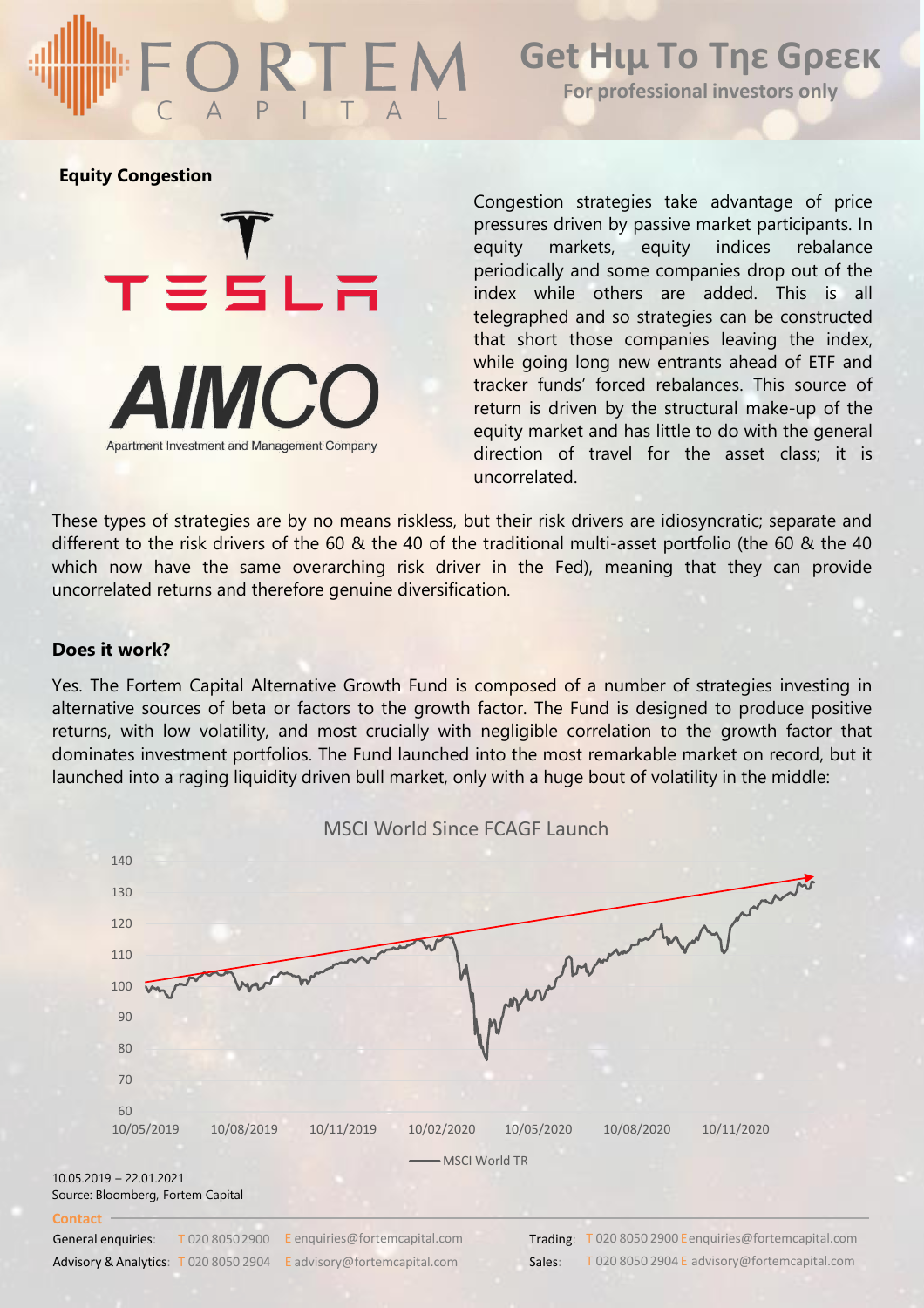## Equity Congestion

Congestion strategies take advantage of price pressures driven by passive market participants. In equity markets, equity indices rebalance periodically and some companies drop out of the index while others are added. This is all telegraphed and so strategies can be constructed that short those companies leaving the index, while going long new entrants ahead of ETF and tracker funds' forced rebalances. This source of return is driven by the structural make-up of the equity market and has little to do with the general direction of travel for the asset class; it is uncorrelated.

These types of strategies are by no means riskless, but their risk drivers are idiosyncratic; separate and different to the risk drivers of the 60 & the 40 of the traditional multi-asset portfolio (the 60 & the 40 which now have the same overarching risk driver in the Fed), meaning that they can provide uncorrelated returns and therefore genuine diversification.

### Does it work?

Yes. The Fortem Capital Alternative Growth Fund is composed of a number of strategies investing in alternative sources of beta or factors to the growth factor. The Fund is designed to produce positive returns, with low volatility, and most crucially with negligible correlation to the growth factor that dominates investment portfolios. The Fund launched into the most remarkable market on record, but it launched into a raging liquidity driven bull market, only with a huge bout of volatility in the middle:

MSCI World Since FCAGF Launch

10.05.2019 – 22.01.2021

Source: Bloomberg, Fortem Capital

**Contact**

General enquiries: T 020 8050 2900 E enquiries@fortemcapital.com

Advisory & Analytics: T 020 8050 2904 E advisory@fortemcapital.com

Trading: T 020 8050 2900 E enquiries@fortemcapital.com

Sales: T 020 8050 2904 E advisory@fortemcapital.com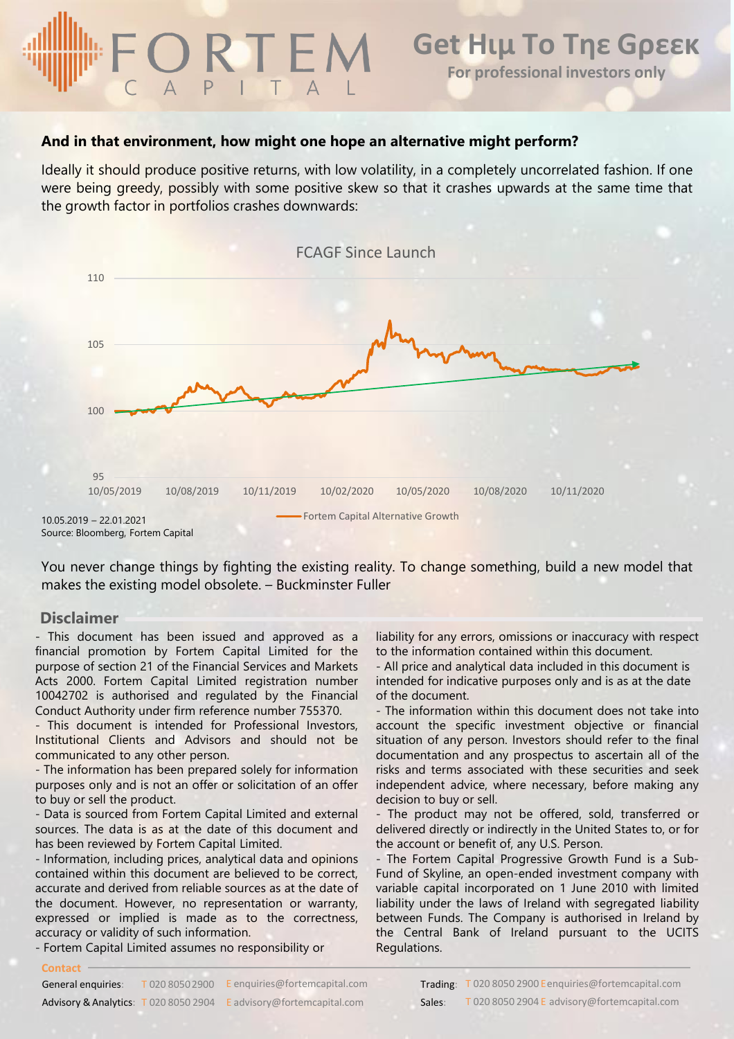**And in that environment, how might one hope an alternative might perform?**

Ideally it should produce positive returns, with low volatility, in a completely uncorrelated fashion. If one were being greedy, possibly with some positive skew so that it crashes upwards at the same time that the growth factor in portfolios crashes downwards:

FCAGF Since Launch

110
105
100
95

10/05/2019 10/08/2019 10/11/2019 10/02/2020 10/05/2020 10/08/2020 10/11/2020

Fortem Capital Alternative Growth

10.05.2019 – 22.01.2021
Source: Bloomberg, Fortem Capital

You never change things by fighting the existing reality. To change something, build a new model that makes the existing model obsolete. – Buckminster Fuller

## Disclaimer

- This document has been issued and approved as a financial promotion by Fortem Capital Limited for the purpose of section 21 of the Financial Services and Markets Acts 2000. Fortem Capital Limited registration number 10042702 is authorised and regulated by the Financial Conduct Authority under firm reference number 755370.
- This document is intended for Professional Investors, Institutional Clients and Advisors and should not be communicated to any other person.
- The information has been prepared solely for information purposes only and is not an offer or solicitation of an offer to buy or sell the product.
- Data is sourced from Fortem Capital Limited and external sources. The data is as at the date of this document and has been reviewed by Fortem Capital Limited.
- Information, including prices, analytical data and opinions contained within this document are believed to be correct, accurate and derived from reliable sources as at the date of the document. However, no representation or warranty, expressed or implied is made as to the correctness, accuracy or validity of such information.
- Fortem Capital Limited assumes no responsibility or liability for any errors, omissions or inaccuracy with respect to the information contained within this document.
- All price and analytical data included in this document is intended for indicative purposes only and is as at the date of the document.
- The information within this document does not take into account the specific investment objective or financial situation of any person. Investors should refer to the final documentation and any prospectus to ascertain all of the risks and terms associated with these securities and seek independent advice, where necessary, before making any decision to buy or sell.
- The product may not be offered, sold, transferred or delivered directly or indirectly in the United States to, or for the account or benefit of, any U.S. Person.
- The Fortem Capital Progressive Growth Fund is a Sub-Fund of Skyline, an open-ended investment company with variable capital incorporated on 1 June 2010 with limited liability under the laws of Ireland with segregated liability between Funds. The Company is authorised in Ireland by the Central Bank of Ireland pursuant to the UCITS Regulations.

**Contact**

General enquiries: T 020 8050 2900 E enquiries@fortemcapital.com
Advisory & Analytics: T 020 8050 2904 E advisory@fortemcapital.com
Trading: T 020 8050 2900 E enquiries@fortemcapital.com
Sales: T 020 8050 2904 E advisory@fortemcapital.com